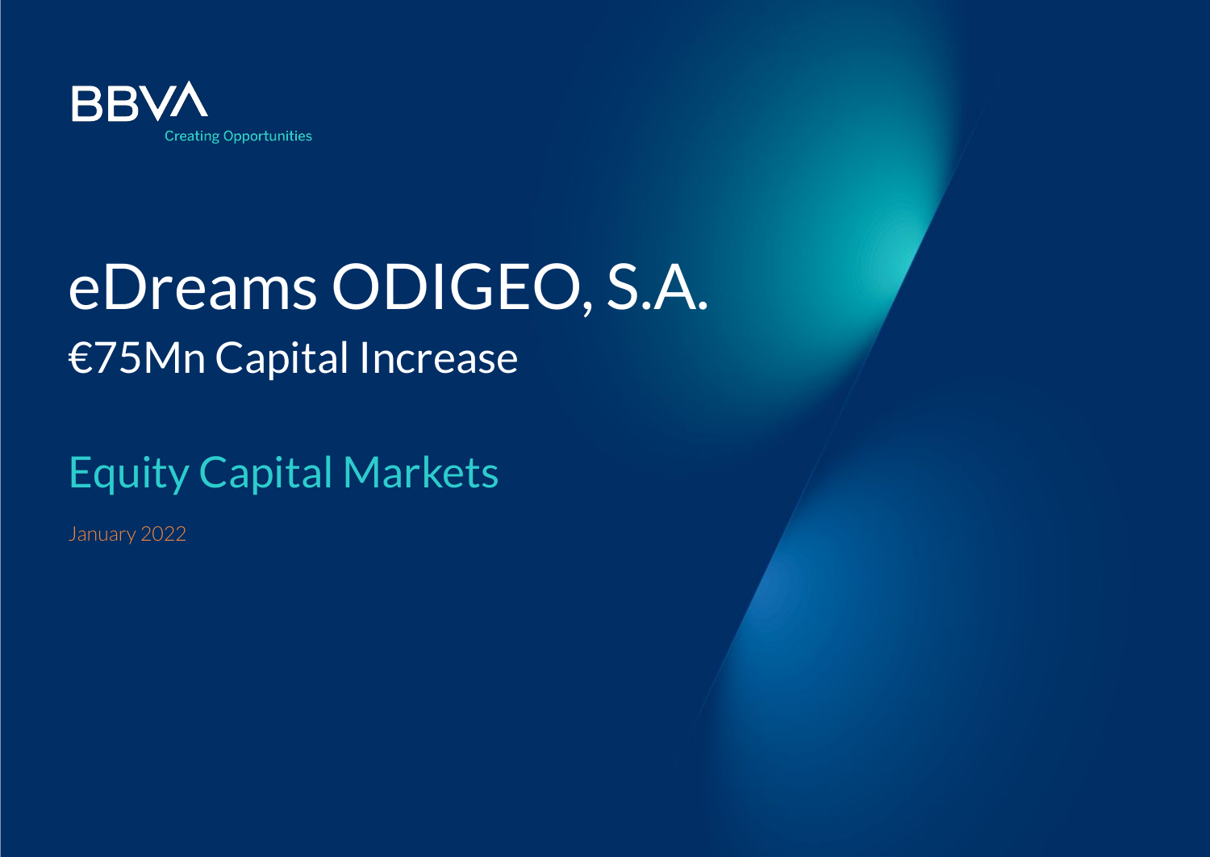BBVA

Creating Opportunities

# eDreams ODIGEO, S.A.

## €75Mn Capital Increase

## Equity Capital Markets

January 2022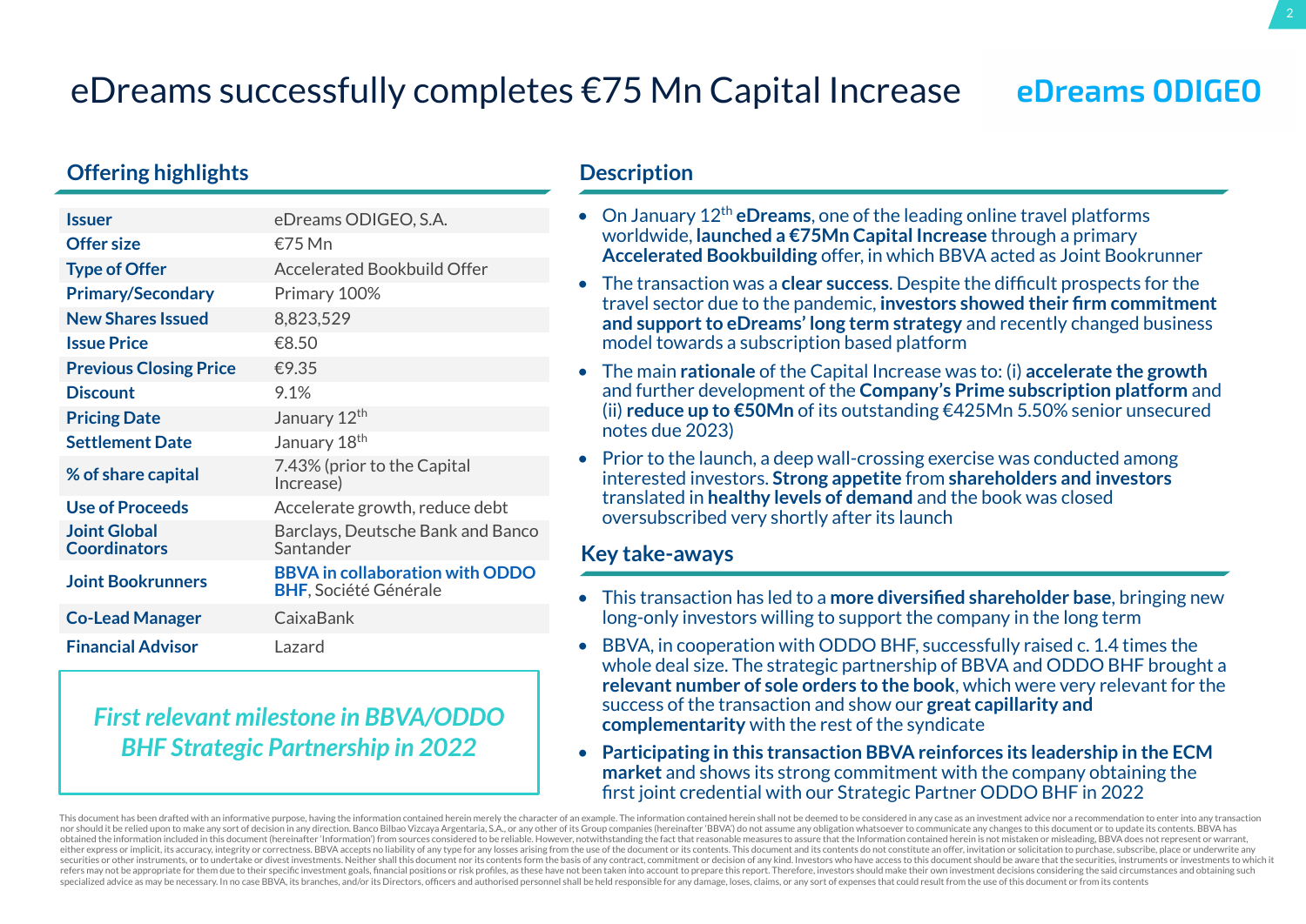# eDreams successfully completes €75 Mn Capital Increase

eDreams ODIGEO

## Offering highlights

| | |
|---|---|
| **Issuer** | eDreams ODIGEO, S.A. |
| **Offer size** | €75 Mn |
| **Type of Offer** | Accelerated Bookbuild Offer |
| **Primary/Secondary** | Primary 100% |
| **New Shares Issued** | 8,823,529 |
| **Issue Price** | €8.50 |
| **Previous Closing Price** | €9.35 |
| **Discount** | 9.1% |
| **Pricing Date** | January 12th |
| **Settlement Date** | January 18th |
| **% of share capital** | 7.43% (prior to the Capital Increase) |
| **Use of Proceeds** | Accelerate growth, reduce debt |
| **Joint Global Coordinators** | Barclays, Deutsche Bank and Banco Santander |
| **Joint Bookrunners** | **BBVA in collaboration with ODDO BHF**, Société Générale |
| **Co-Lead Manager** | CaixaBank |
| **Financial Advisor** | Lazard |

***First relevant milestone in BBVA/ODDO BHF Strategic Partnership in 2022***

## Description

- On January 12th **eDreams**, one of the leading online travel platforms worldwide, **launched a €75Mn Capital Increase** through a primary **Accelerated Bookbuilding** offer, in which BBVA acted as Joint Bookrunner
- The transaction was a **clear success**. Despite the difficult prospects for the travel sector due to the pandemic, **investors showed their firm commitment and support to eDreams' long term strategy** and recently changed business model towards a subscription based platform
- The main **rationale** of the Capital Increase was to: (i) **accelerate the growth** and further development of the **Company's Prime subscription platform** and (ii) **reduce up to €50Mn** of its outstanding €425Mn 5.50% senior unsecured notes due 2023)
- Prior to the launch, a deep wall-crossing exercise was conducted among interested investors. **Strong appetite** from **shareholders and investors** translated in **healthy levels of demand** and the book was closed oversubscribed very shortly after its launch

## Key take-aways

- This transaction has led to a **more diversified shareholder base**, bringing new long-only investors willing to support the company in the long term
- BBVA, in cooperation with ODDO BHF, successfully raised c. 1.4 times the whole deal size. The strategic partnership of BBVA and ODDO BHF brought a **relevant number of sole orders to the book**, which were very relevant for the success of the transaction and show our **great capillarity and complementarity** with the rest of the syndicate
- **Participating in this transaction BBVA reinforces its leadership in the ECM market** and shows its strong commitment with the company obtaining the first joint credential with our Strategic Partner ODDO BHF in 2022

This document has been drafted with an informative purpose, having the information contained herein merely the character of an example. The information contained herein shall not be deemed to be considered in any case as an investment advice nor a recommendation to enter into any transaction nor should it be relied upon to make any sort of decision in any direction. Banco Bilbao Vizcaya Argentaria, S.A., or any other of its Group companies (hereinafter 'BBVA') do not assume any obligation whatsoever to communicate any changes to this document or to update its contents. BBVA has obtained the information included in this document (hereinafter 'Information') from sources considered to be reliable. However, notwithstanding the fact that reasonable measures to assure that the Information contained herein is not mistaken or misleading, BBVA does not represent or warrant, either express or implicit, its accuracy, integrity or correctness. BBVA accepts no liability of any type for any losses arising from the use of the document or its contents. This document and its contents do not constitute an offer, invitation or solicitation to purchase, subscribe, place or underwrite any securities or other instruments, or to undertake or divest investments. Neither shall this document nor its contents form the basis of any contract, commitment or decision of any kind. Investors who have access to this document should be aware that the securities, instruments or investments to which it refers may not be appropriate for them due to their specific investment goals, financial positions or risk profiles, as these have not been taken into account to prepare this report. Therefore, investors should make their own investment decisions considering the said circumstances and obtaining such specialized advice as may be necessary. In no case BBVA, its branches, and/or its Directors, officers and authorised personnel shall be held responsible for any damage, loses, claims, or any sort of expenses that could result from the use of this document or from its contents